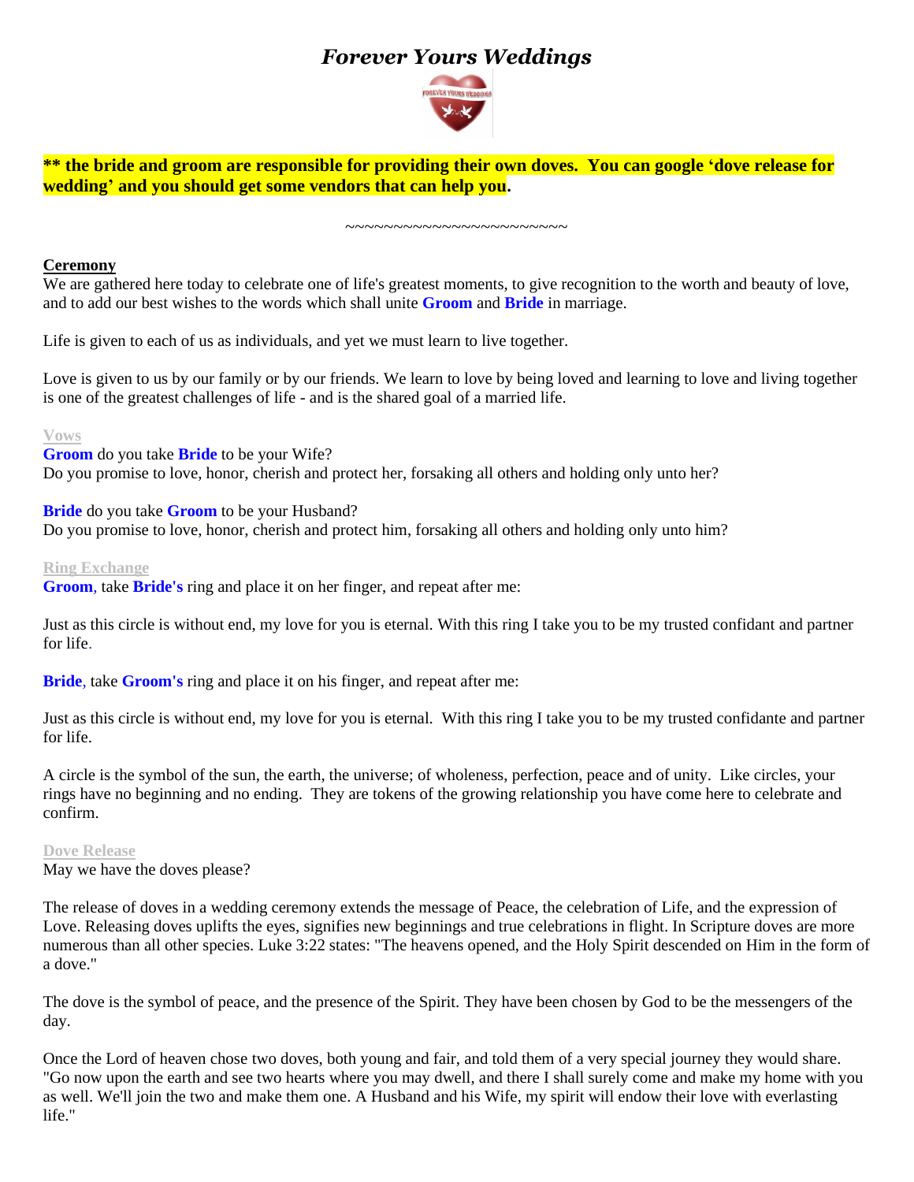# *Forever Yours Weddings*

**\*\* the bride and groom are responsible for providing their own doves. You can google 'dove release for wedding' and you should get some vendors that can help you.**

~~~~~~~~~~~~~~~~~~~~~~~~

## Ceremony

We are gathered here today to celebrate one of life's greatest moments, to give recognition to the worth and beauty of love, and to add our best wishes to the words which shall unite **Groom** and **Bride** in marriage.

Life is given to each of us as individuals, and yet we must learn to live together.

Love is given to us by our family or by our friends. We learn to love by being loved and learning to love and living together is one of the greatest challenges of life - and is the shared goal of a married life.

### Vows

**Groom** do you take **Bride** to be your Wife?
Do you promise to love, honor, cherish and protect her, forsaking all others and holding only unto her?

**Bride** do you take **Groom** to be your Husband?
Do you promise to love, honor, cherish and protect him, forsaking all others and holding only unto him?

### Ring Exchange

**Groom**, take **Bride's** ring and place it on her finger, and repeat after me:

Just as this circle is without end, my love for you is eternal. With this ring I take you to be my trusted confidant and partner for life.

**Bride**, take **Groom's** ring and place it on his finger, and repeat after me:

Just as this circle is without end, my love for you is eternal. With this ring I take you to be my trusted confidante and partner for life.

A circle is the symbol of the sun, the earth, the universe; of wholeness, perfection, peace and of unity. Like circles, your rings have no beginning and no ending. They are tokens of the growing relationship you have come here to celebrate and confirm.

### Dove Release

May we have the doves please?

The release of doves in a wedding ceremony extends the message of Peace, the celebration of Life, and the expression of Love. Releasing doves uplifts the eyes, signifies new beginnings and true celebrations in flight. In Scripture doves are more numerous than all other species. Luke 3:22 states: "The heavens opened, and the Holy Spirit descended on Him in the form of a dove."

The dove is the symbol of peace, and the presence of the Spirit. They have been chosen by God to be the messengers of the day.

Once the Lord of heaven chose two doves, both young and fair, and told them of a very special journey they would share. "Go now upon the earth and see two hearts where you may dwell, and there I shall surely come and make my home with you as well. We'll join the two and make them one. A Husband and his Wife, my spirit will endow their love with everlasting life."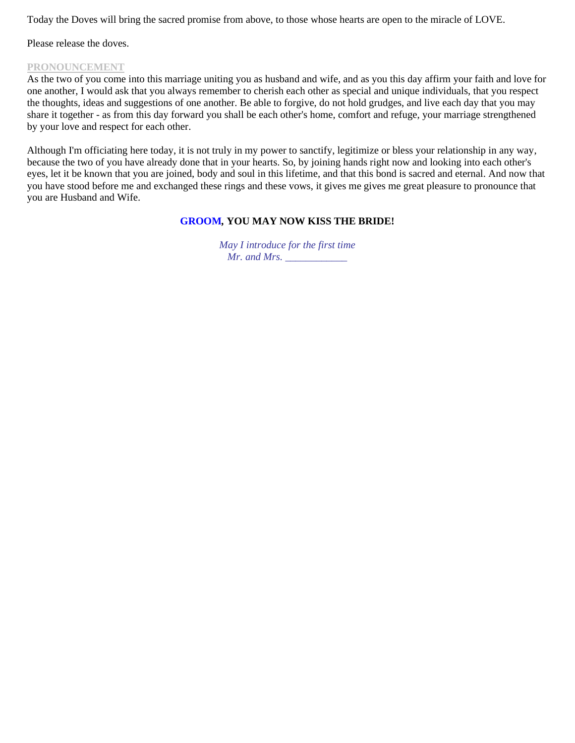Today the Doves will bring the sacred promise from above, to those whose hearts are open to the miracle of LOVE.

Please release the doves.

## PRONOUNCEMENT

As the two of you come into this marriage uniting you as husband and wife, and as you this day affirm your faith and love for one another, I would ask that you always remember to cherish each other as special and unique individuals, that you respect the thoughts, ideas and suggestions of one another. Be able to forgive, do not hold grudges, and live each day that you may share it together - as from this day forward you shall be each other's home, comfort and refuge, your marriage strengthened by your love and respect for each other.

Although I'm officiating here today, it is not truly in my power to sanctify, legitimize or bless your relationship in any way, because the two of you have already done that in your hearts. So, by joining hands right now and looking into each other's eyes, let it be known that you are joined, body and soul in this lifetime, and that this bond is sacred and eternal. And now that you have stood before me and exchanged these rings and these vows, it gives me gives me great pleasure to pronounce that you are Husband and Wife.

**GROOM, YOU MAY NOW KISS THE BRIDE!**

*May I introduce for the first time*
*Mr. and Mrs. ____________*